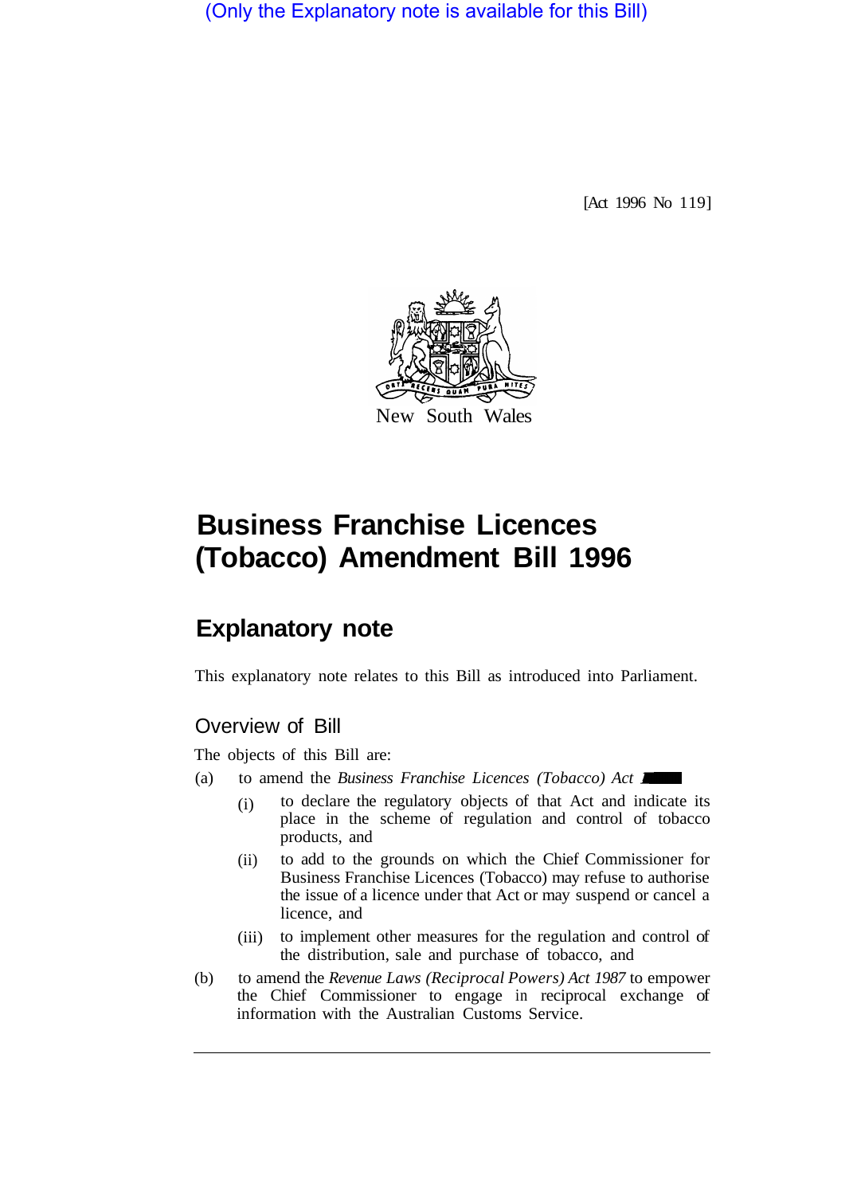(Only the Explanatory note is available for this Bill)

[Act 1996 No 119]

New South Wales

# Business Franchise Licences (Tobacco) Amendment Bill 1996

## Explanatory note

This explanatory note relates to this Bill as introduced into Parliament.

### Overview of Bill

The objects of this Bill are:

(a) to amend the *Business Franchise Licences (Tobacco) Act 1987*:

  (i) to declare the regulatory objects of that Act and indicate its place in the scheme of regulation and control of tobacco products, and

  (ii) to add to the grounds on which the Chief Commissioner for Business Franchise Licences (Tobacco) may refuse to authorise the issue of a licence under that Act or may suspend or cancel a licence, and

  (iii) to implement other measures for the regulation and control of the distribution, sale and purchase of tobacco, and

(b) to amend the *Revenue Laws (Reciprocal Powers) Act 1987* to empower the Chief Commissioner to engage in reciprocal exchange of information with the Australian Customs Service.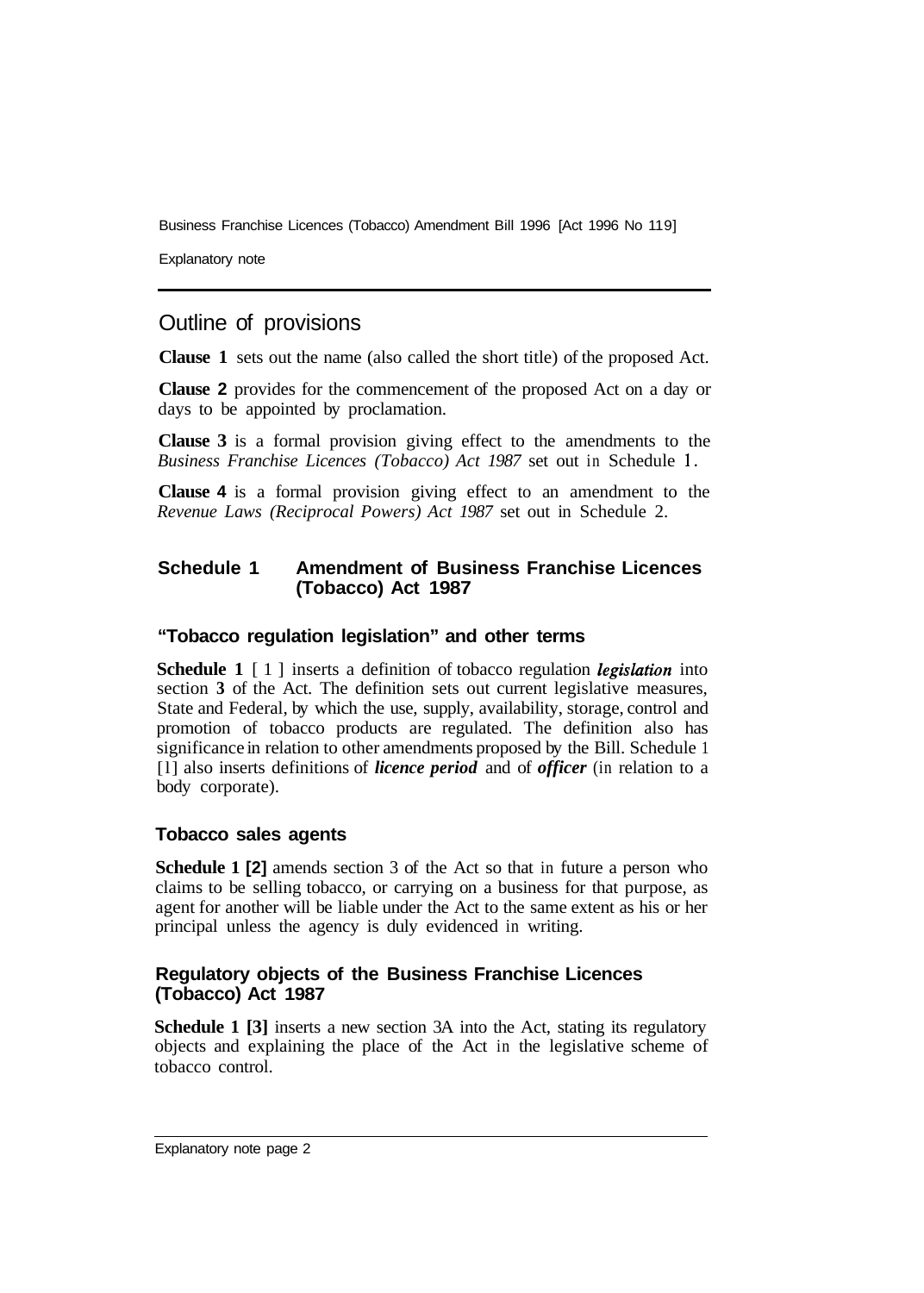## Outline of provisions

**Clause 1** sets out the name (also called the short title) of the proposed Act.

**Clause 2** provides for the commencement of the proposed Act on a day or days to be appointed by proclamation.

**Clause 3** is a formal provision giving effect to the amendments to the *Business Franchise Licences (Tobacco) Act 1987* set out in Schedule 1.

**Clause 4** is a formal provision giving effect to an amendment to the *Revenue Laws (Reciprocal Powers) Act 1987* set out in Schedule 2.

### Schedule 1 Amendment of Business Franchise Licences (Tobacco) Act 1987

#### "Tobacco regulation legislation" and other terms

**Schedule 1** [1] inserts a definition of tobacco regulation ***legislation*** into section **3** of the Act. The definition sets out current legislative measures, State and Federal, by which the use, supply, availability, storage, control and promotion of tobacco products are regulated. The definition also has significance in relation to other amendments proposed by the Bill. Schedule 1 [1] also inserts definitions of ***licence period*** and of ***officer*** (in relation to a body corporate).

#### Tobacco sales agents

**Schedule 1 [2]** amends section 3 of the Act so that in future a person who claims to be selling tobacco, or carrying on a business for that purpose, as agent for another will be liable under the Act to the same extent as his or her principal unless the agency is duly evidenced in writing.

#### Regulatory objects of the Business Franchise Licences (Tobacco) Act 1987

**Schedule 1 [3]** inserts a new section 3A into the Act, stating its regulatory objects and explaining the place of the Act in the legislative scheme of tobacco control.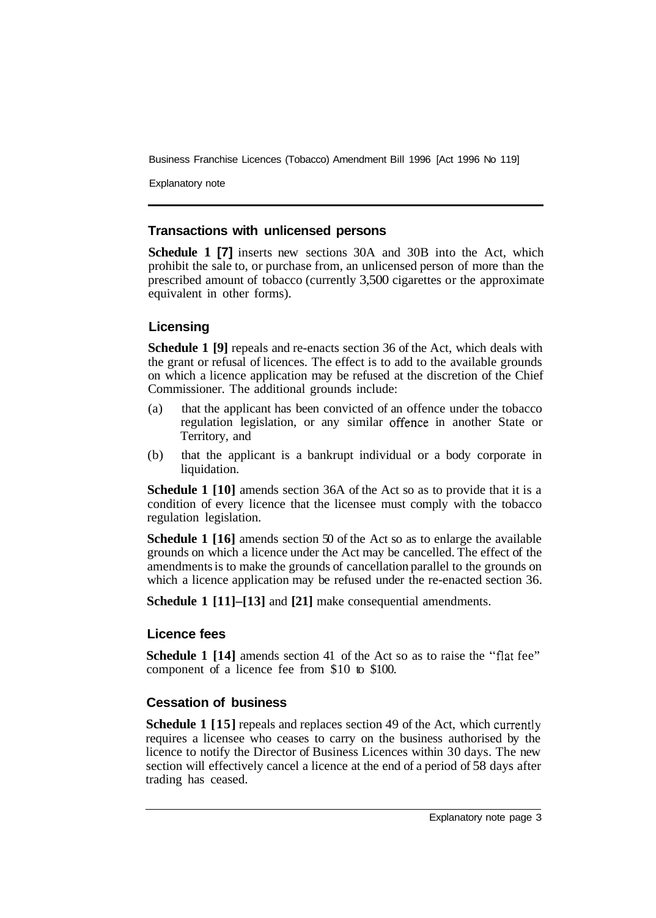## Transactions with unlicensed persons

**Schedule 1 [7]** inserts new sections 30A and 30B into the Act, which prohibit the sale to, or purchase from, an unlicensed person of more than the prescribed amount of tobacco (currently 3,500 cigarettes or the approximate equivalent in other forms).

## Licensing

**Schedule 1 [9]** repeals and re-enacts section 36 of the Act, which deals with the grant or refusal of licences. The effect is to add to the available grounds on which a licence application may be refused at the discretion of the Chief Commissioner. The additional grounds include:

(a) that the applicant has been convicted of an offence under the tobacco regulation legislation, or any similar offence in another State or Territory, and

(b) that the applicant is a bankrupt individual or a body corporate in liquidation.

**Schedule 1 [10]** amends section 36A of the Act so as to provide that it is a condition of every licence that the licensee must comply with the tobacco regulation legislation.

**Schedule 1 [16]** amends section 50 of the Act so as to enlarge the available grounds on which a licence under the Act may be cancelled. The effect of the amendments is to make the grounds of cancellation parallel to the grounds on which a licence application may be refused under the re-enacted section 36.

**Schedule 1 [11]–[13]** and **[21]** make consequential amendments.

## Licence fees

**Schedule 1 [14]** amends section 41 of the Act so as to raise the "flat fee" component of a licence fee from $10 to $100.

## Cessation of business

**Schedule 1 [15]** repeals and replaces section 49 of the Act, which currently requires a licensee who ceases to carry on the business authorised by the licence to notify the Director of Business Licences within 30 days. The new section will effectively cancel a licence at the end of a period of 58 days after trading has ceased.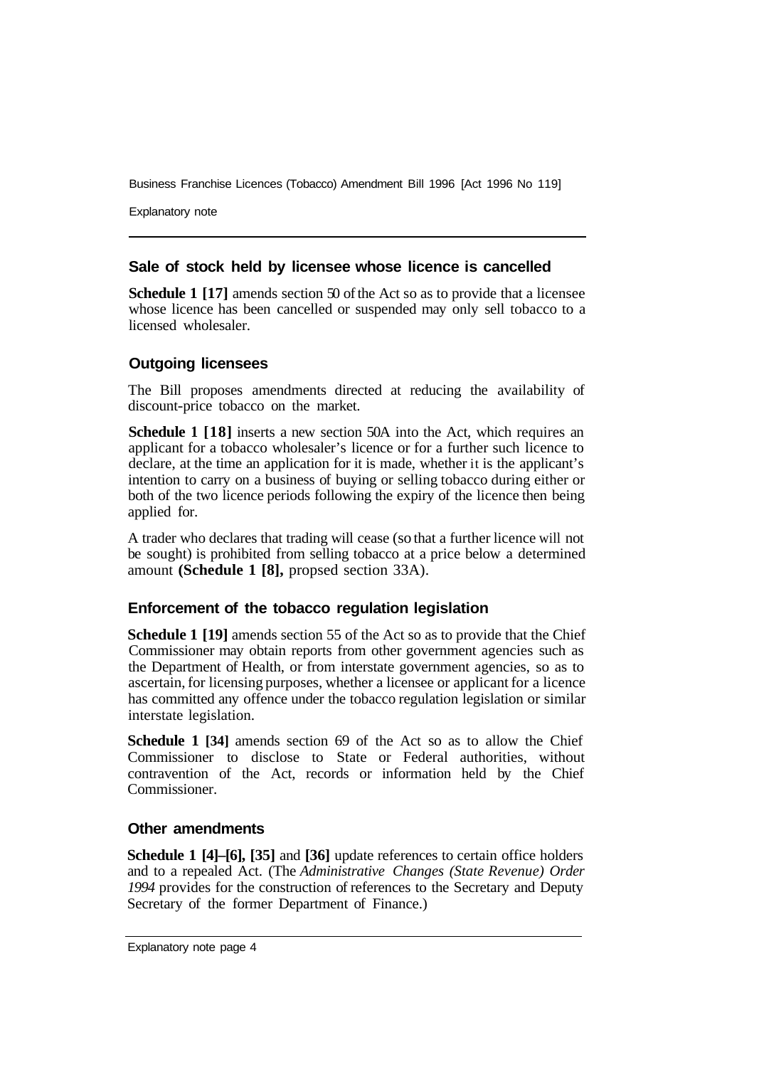### Sale of stock held by licensee whose licence is cancelled

**Schedule 1 [17]** amends section 50 of the Act so as to provide that a licensee whose licence has been cancelled or suspended may only sell tobacco to a licensed wholesaler.

### Outgoing licensees

The Bill proposes amendments directed at reducing the availability of discount-price tobacco on the market.

**Schedule 1 [18]** inserts a new section 50A into the Act, which requires an applicant for a tobacco wholesaler's licence or for a further such licence to declare, at the time an application for it is made, whether it is the applicant's intention to carry on a business of buying or selling tobacco during either or both of the two licence periods following the expiry of the licence then being applied for.

A trader who declares that trading will cease (so that a further licence will not be sought) is prohibited from selling tobacco at a price below a determined amount **(Schedule 1 [8],** propsed section 33A).

### Enforcement of the tobacco regulation legislation

**Schedule 1 [19]** amends section 55 of the Act so as to provide that the Chief Commissioner may obtain reports from other government agencies such as the Department of Health, or from interstate government agencies, so as to ascertain, for licensing purposes, whether a licensee or applicant for a licence has committed any offence under the tobacco regulation legislation or similar interstate legislation.

**Schedule 1 [34]** amends section 69 of the Act so as to allow the Chief Commissioner to disclose to State or Federal authorities, without contravention of the Act, records or information held by the Chief Commissioner.

### Other amendments

**Schedule 1 [4]–[6], [35]** and **[36]** update references to certain office holders and to a repealed Act. (The *Administrative Changes (State Revenue) Order 1994* provides for the construction of references to the Secretary and Deputy Secretary of the former Department of Finance.)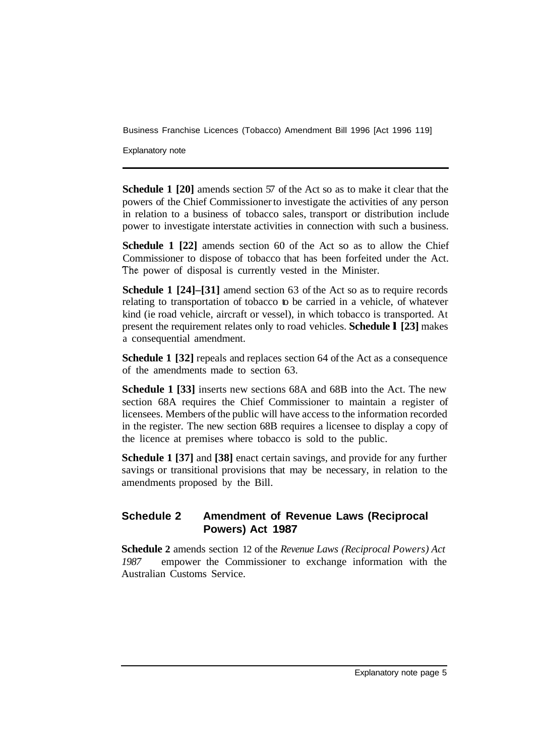**Schedule 1 [20]** amends section 57 of the Act so as to make it clear that the powers of the Chief Commissioner to investigate the activities of any person in relation to a business of tobacco sales, transport or distribution include power to investigate interstate activities in connection with such a business.

**Schedule 1 [22]** amends section 60 of the Act so as to allow the Chief Commissioner to dispose of tobacco that has been forfeited under the Act. The power of disposal is currently vested in the Minister.

**Schedule 1 [24]–[31]** amend section 63 of the Act so as to require records relating to transportation of tobacco to be carried in a vehicle, of whatever kind (ie road vehicle, aircraft or vessel), in which tobacco is transported. At present the requirement relates only to road vehicles. **Schedule 1 [23]** makes a consequential amendment.

**Schedule 1 [32]** repeals and replaces section 64 of the Act as a consequence of the amendments made to section 63.

**Schedule 1 [33]** inserts new sections 68A and 68B into the Act. The new section 68A requires the Chief Commissioner to maintain a register of licensees. Members of the public will have access to the information recorded in the register. The new section 68B requires a licensee to display a copy of the licence at premises where tobacco is sold to the public.

**Schedule 1 [37]** and **[38]** enact certain savings, and provide for any further savings or transitional provisions that may be necessary, in relation to the amendments proposed by the Bill.

## Schedule 2 Amendment of Revenue Laws (Reciprocal Powers) Act 1987

**Schedule 2** amends section 12 of the *Revenue Laws (Reciprocal Powers) Act 1987* empower the Commissioner to exchange information with the Australian Customs Service.